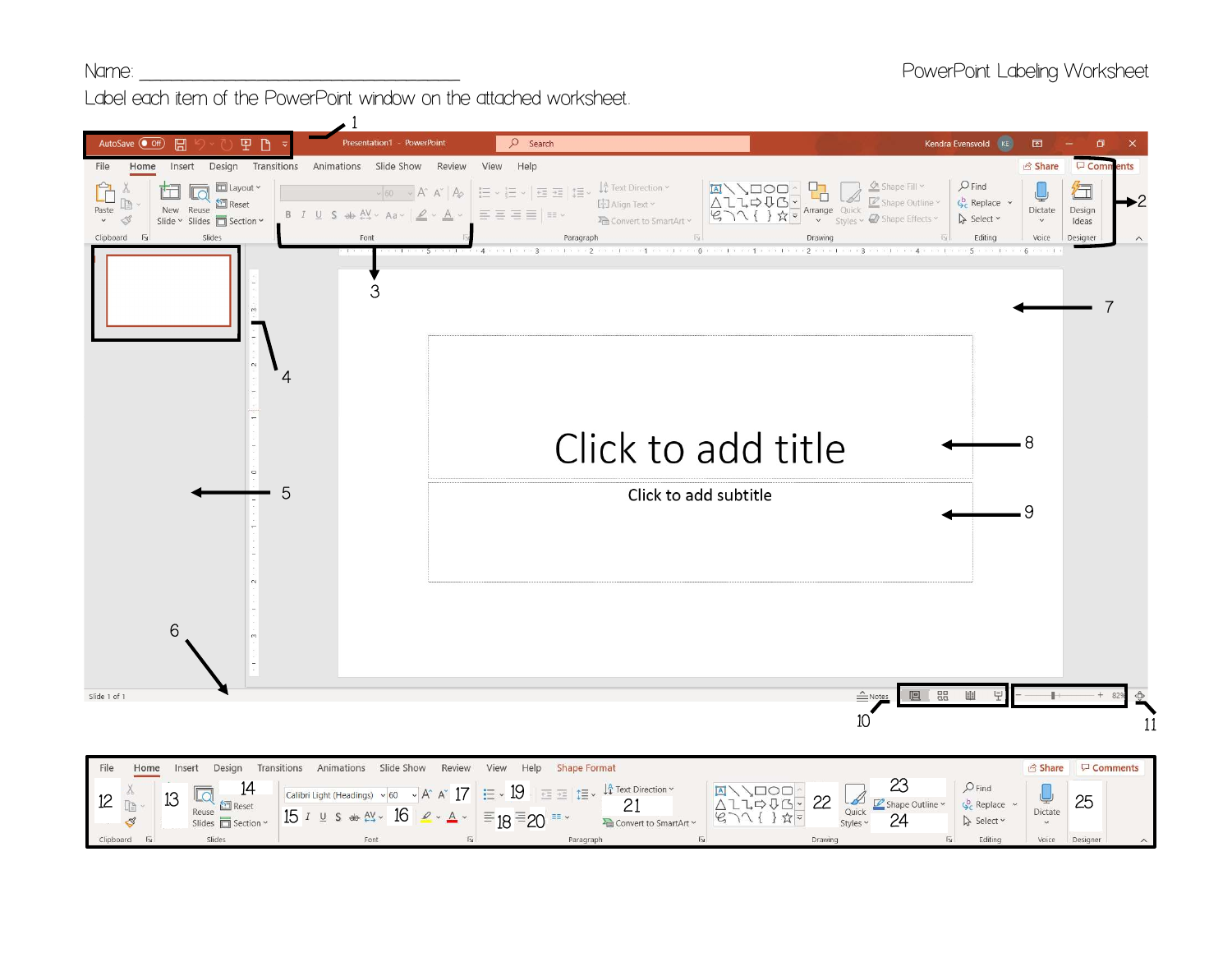Name: ___________________________________ PowerPoint Labeling Worksheet

Label each item of the PowerPoint window on the attached worksheet.

1

2

3

4

5

6

7

8

9

10

11

12 13 14 15 16 17 18 19 20 21 22 23 24 25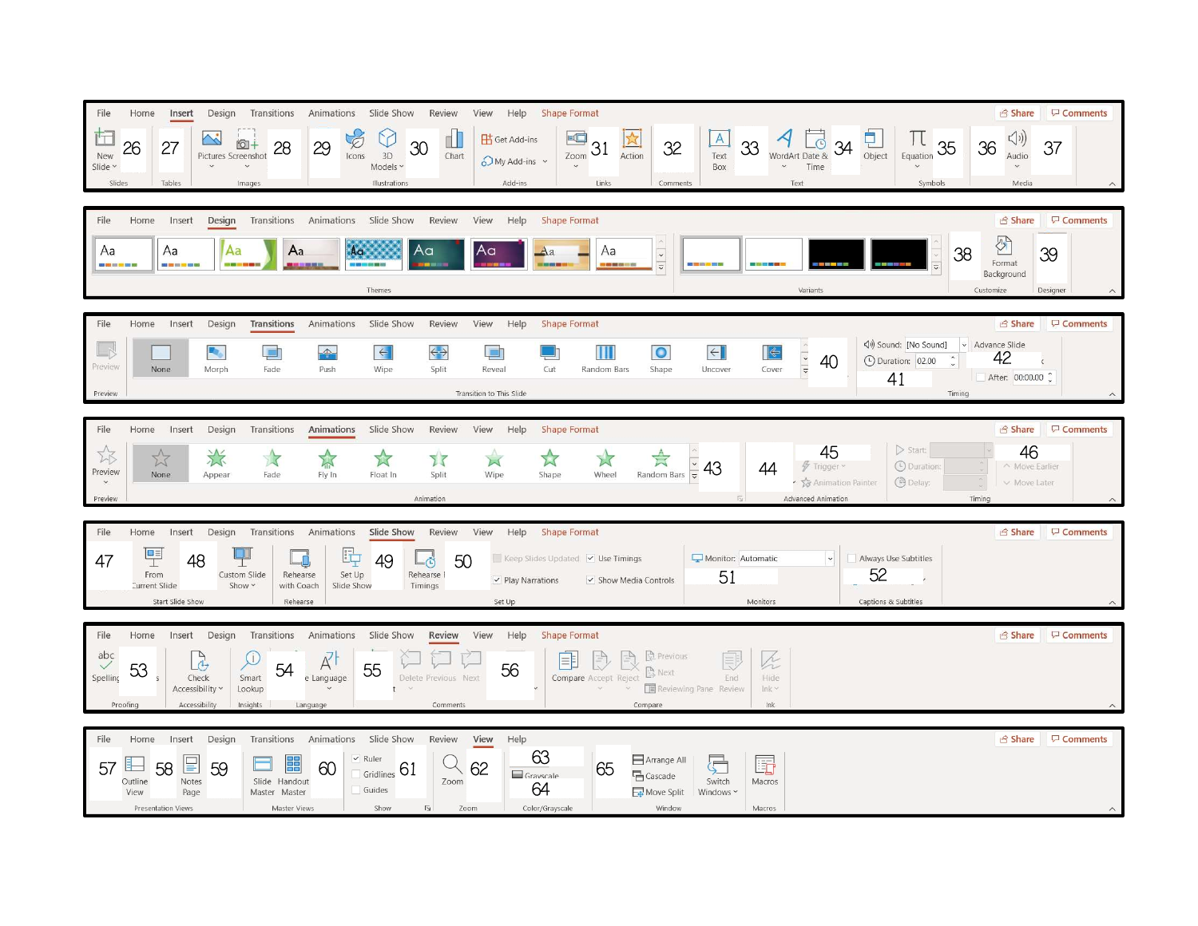**Insert tab**

File | Home | Insert | Design | Transitions | Animations | Slide Show | Review | View | Help | Shape Format | Share | Comments

New Slide | 26 | 27 | Pictures | Screenshot | 28 | 29 | Icons | 3D Models | 30 | Chart | Get Add-ins | My Add-ins | Zoom | 31 | Action | 32 | Text Box | 33 | WordArt | Date & Time | 34 | Object | Equation | 35 | 36 | Audio | 37

Slides | Tables | Images | Illustrations | Add-ins | Links | Comments | Text | Symbols | Media

**Design tab**

File | Home | Insert | Design | Transitions | Animations | Slide Show | Review | View | Help | Shape Format | Share | Comments

Aa | Aa | Aa | Aa | Aa | Aa | Aa | Aa | Aa | 38 | Format Background | 39

Themes | Variants | Customize | Designer

**Transitions tab**

File | Home | Insert | Design | Transitions | Animations | Slide Show | Review | View | Help | Shape Format | Share | Comments

Preview | None | Morph | Fade | Push | Wipe | Split | Reveal | Cut | Random Bars | Shape | Uncover | Cover | 40 | Sound: [No Sound] | Duration: 02.00 | 41 | Advance Slide | 42 | After: 00:00.00

Preview | Transition to This Slide | Timing

**Animations tab**

File | Home | Insert | Design | Transitions | Animations | Slide Show | Review | View | Help | Shape Format | Share | Comments

Preview | None | Appear | Fade | Fly In | Float In | Split | Wipe | Shape | Wheel | Random Bars | 43 | 44 | 45 | Trigger | Animation Painter | Start: | Duration: | Delay: | 46 | Move Earlier | Move Later

Preview | Animation | Advanced Animation | Timing

**Slide Show tab**

File | Home | Insert | Design | Transitions | Animations | Slide Show | Review | View | Help | Shape Format | Share | Comments

47 | From Current Slide | 48 | Custom Slide Show | Rehearse with Coach | Set Up Slide Show | 49 | Rehearse Timings | 50 | Keep Slides Updated | Use Timings | Play Narrations | Show Media Controls | Monitor: Automatic | 51 | Always Use Subtitles | 52

Start Slide Show | Rehearse | Set Up | Monitors | Captions & Subtitles

**Review tab**

File | Home | Insert | Design | Transitions | Animations | Slide Show | Review | View | Help | Shape Format | Share | Comments

abc Spelling | 53 | Check Accessibility | Smart Lookup | 54 | Language | 55 | Delete | Previous | Next | 56 | Compare | Accept | Reject | Previous | Next | Reviewing Pane | End Review | Hide Ink

Proofing | Accessibility | Insights | Language | Comments | Compare | Ink

**View tab**

File | Home | Insert | Design | Transitions | Animations | Slide Show | Review | View | Help | Share | Comments

57 | Outline View | 58 | Notes Page | 59 | Slide Master | Handout Master | 60 | Ruler | Gridlines | Guides | 61 | Zoom | 62 | 63 | Grayscale | 64 | 65 | Arrange All | Cascade | Move Split | Switch Windows | Macros

Presentation Views | Master Views | Show | Zoom | Color/Grayscale | Window | Macros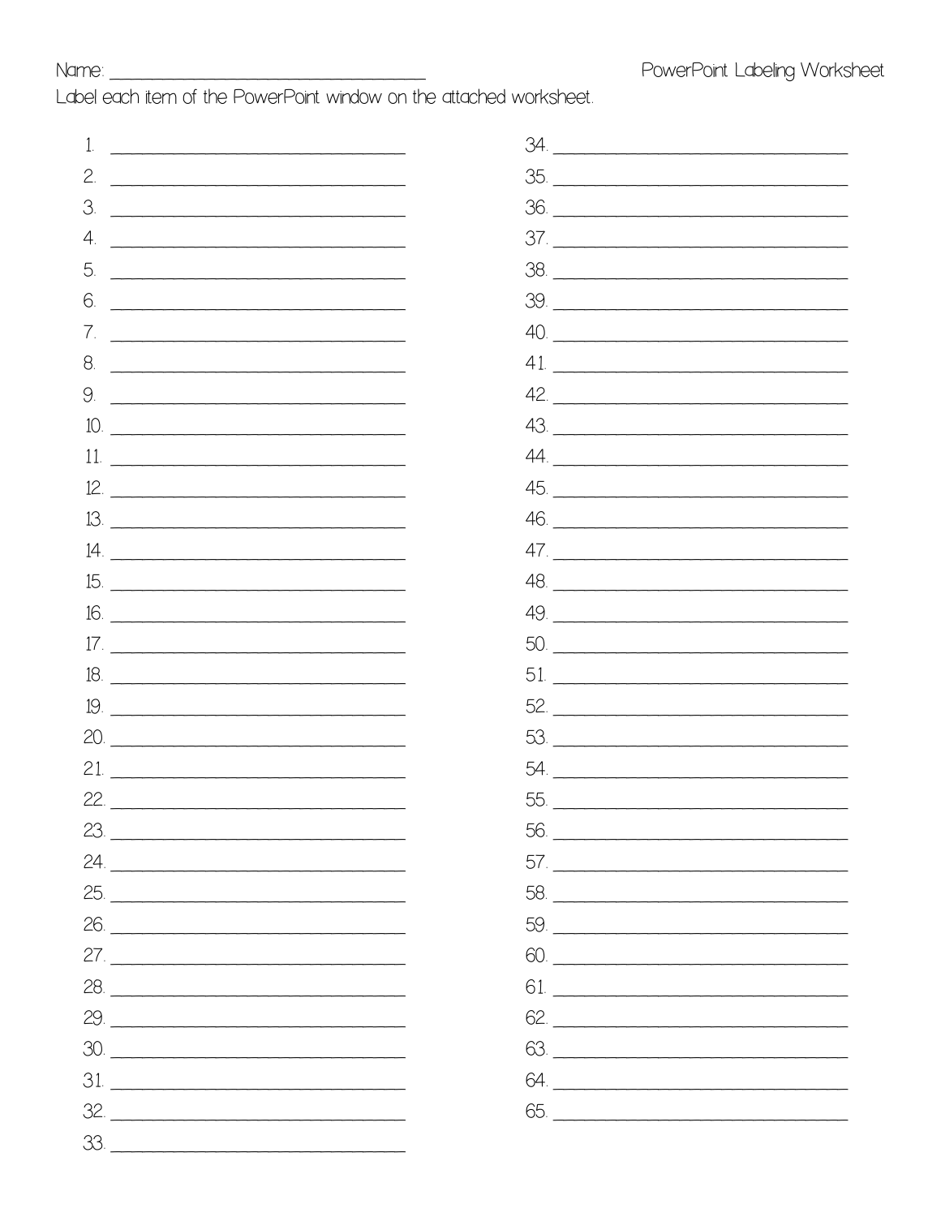Name: ______________________________ PowerPoint Labeling Worksheet

Label each item of the PowerPoint window on the attached worksheet.

1. ______________________________
2. ______________________________
3. ______________________________
4. ______________________________
5. ______________________________
6. ______________________________
7. ______________________________
8. ______________________________
9. ______________________________
10. ______________________________
11. ______________________________
12. ______________________________
13. ______________________________
14. ______________________________
15. ______________________________
16. ______________________________
17. ______________________________
18. ______________________________
19. ______________________________
20. ______________________________
21. ______________________________
22. ______________________________
23. ______________________________
24. ______________________________
25. ______________________________
26. ______________________________
27. ______________________________
28. ______________________________
29. ______________________________
30. ______________________________
31. ______________________________
32. ______________________________
33. ______________________________
34. ______________________________
35. ______________________________
36. ______________________________
37. ______________________________
38. ______________________________
39. ______________________________
40. ______________________________
41. ______________________________
42. ______________________________
43. ______________________________
44. ______________________________
45. ______________________________
46. ______________________________
47. ______________________________
48. ______________________________
49. ______________________________
50. ______________________________
51. ______________________________
52. ______________________________
53. ______________________________
54. ______________________________
55. ______________________________
56. ______________________________
57. ______________________________
58. ______________________________
59. ______________________________
60. ______________________________
61. ______________________________
62. ______________________________
63. ______________________________
64. ______________________________
65. ______________________________